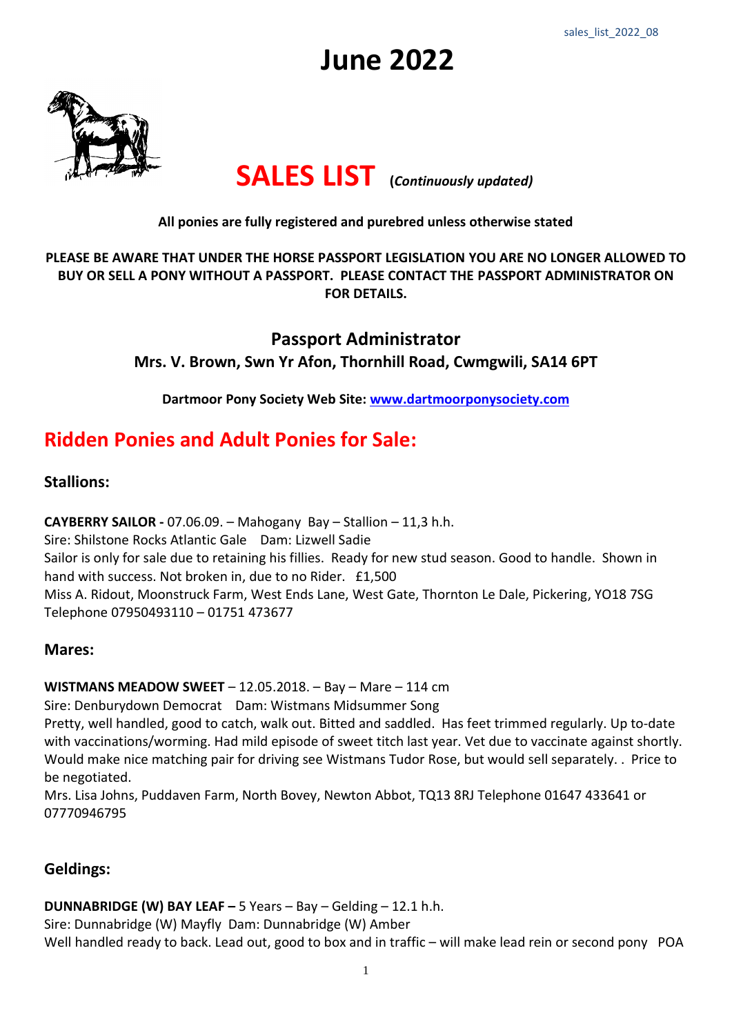sales_list_2022_08

# June 2022

# SALES LIST (*Continuously updated)*

**All ponies are fully registered and purebred unless otherwise stated**

**PLEASE BE AWARE THAT UNDER THE HORSE PASSPORT LEGISLATION YOU ARE NO LONGER ALLOWED TO BUY OR SELL A PONY WITHOUT A PASSPORT. PLEASE CONTACT THE PASSPORT ADMINISTRATOR ON FOR DETAILS.**

### Passport Administrator

**Mrs. V. Brown, Swn Yr Afon, Thornhill Road, Cwmgwili, SA14 6PT**

**Dartmoor Pony Society Web Site: [www.dartmoorponysociety.com](www.dartmoorponysociety.com)**

## Ridden Ponies and Adult Ponies for Sale:

### Stallions:

**CAYBERRY SAILOR -** 07.06.09. – Mahogany Bay – Stallion – 11,3 h.h.
Sire: Shilstone Rocks Atlantic Gale Dam: Lizwell Sadie
Sailor is only for sale due to retaining his fillies. Ready for new stud season. Good to handle. Shown in hand with success. Not broken in, due to no Rider. £1,500
Miss A. Ridout, Moonstruck Farm, West Ends Lane, West Gate, Thornton Le Dale, Pickering, YO18 7SG
Telephone 07950493110 – 01751 473677

### Mares:

**WISTMANS MEADOW SWEET** – 12.05.2018. – Bay – Mare – 114 cm
Sire: Denburydown Democrat Dam: Wistmans Midsummer Song
Pretty, well handled, good to catch, walk out. Bitted and saddled. Has feet trimmed regularly. Up to-date with vaccinations/worming. Had mild episode of sweet titch last year. Vet due to vaccinate against shortly. Would make nice matching pair for driving see Wistmans Tudor Rose, but would sell separately. . Price to be negotiated.
Mrs. Lisa Johns, Puddaven Farm, North Bovey, Newton Abbot, TQ13 8RJ Telephone 01647 433641 or 07770946795

### Geldings:

**DUNNABRIDGE (W) BAY LEAF –** 5 Years – Bay – Gelding – 12.1 h.h.
Sire: Dunnabridge (W) Mayfly Dam: Dunnabridge (W) Amber
Well handled ready to back. Lead out, good to box and in traffic – will make lead rein or second pony POA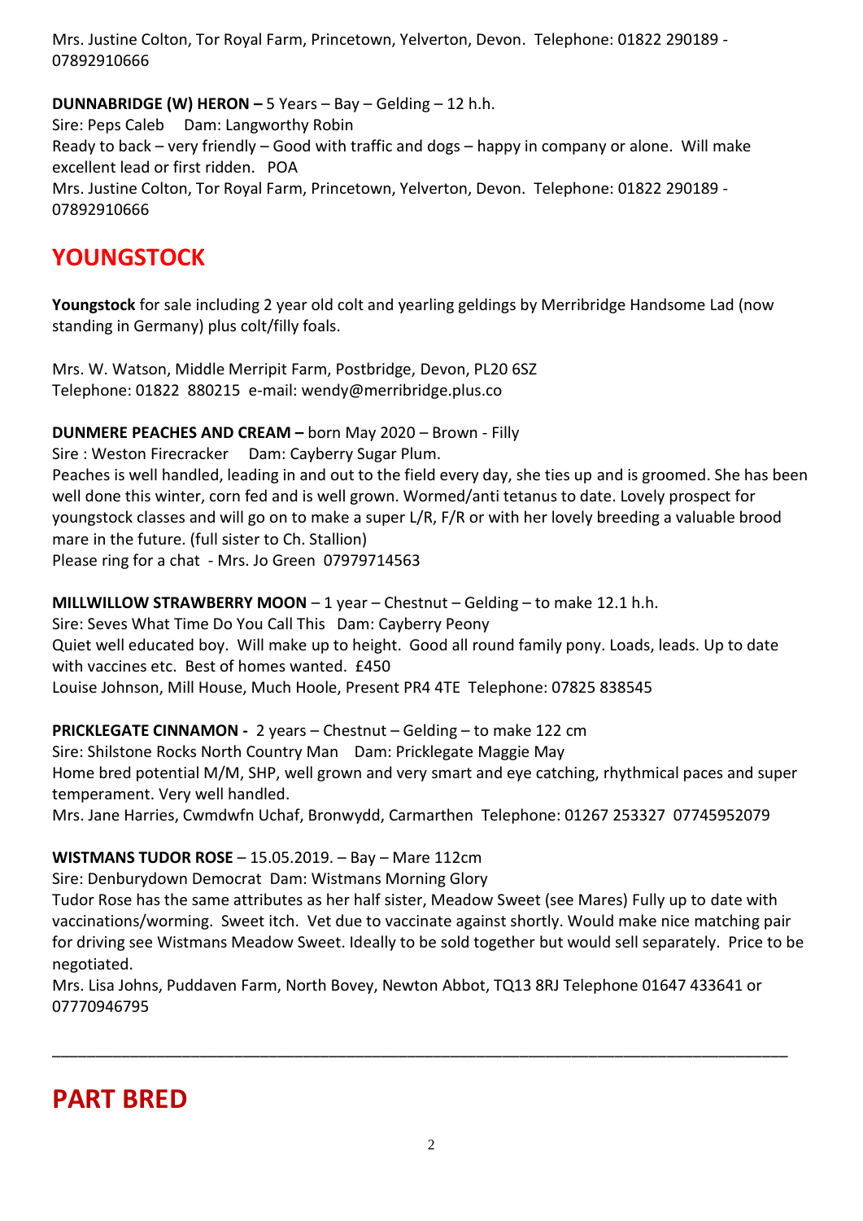Mrs. Justine Colton, Tor Royal Farm, Princetown, Yelverton, Devon.  Telephone: 01822 290189 - 07892910666

**DUNNABRIDGE (W) HERON –** 5 Years – Bay – Gelding – 12 h.h.
Sire: Peps Caleb    Dam: Langworthy Robin
Ready to back – very friendly – Good with traffic and dogs – happy in company or alone.  Will make excellent lead or first ridden.   POA
Mrs. Justine Colton, Tor Royal Farm, Princetown, Yelverton, Devon.  Telephone: 01822 290189 - 07892910666

## YOUNGSTOCK

**Youngstock** for sale including 2 year old colt and yearling geldings by Merribridge Handsome Lad (now standing in Germany) plus colt/filly foals.

Mrs. W. Watson, Middle Merripit Farm, Postbridge, Devon, PL20 6SZ
Telephone: 01822  880215  e-mail: wendy@merribridge.plus.co

**DUNMERE PEACHES AND CREAM –** born May 2020 – Brown - Filly
Sire : Weston Firecracker    Dam: Cayberry Sugar Plum.
Peaches is well handled, leading in and out to the field every day, she ties up and is groomed. She has been well done this winter, corn fed and is well grown. Wormed/anti tetanus to date. Lovely prospect for youngstock classes and will go on to make a super L/R, F/R or with her lovely breeding a valuable brood mare in the future. (full sister to Ch. Stallion)
Please ring for a chat  - Mrs. Jo Green  07979714563

**MILLWILLOW STRAWBERRY MOON** – 1 year – Chestnut – Gelding – to make 12.1 h.h.
Sire: Seves What Time Do You Call This   Dam: Cayberry Peony
Quiet well educated boy.  Will make up to height.  Good all round family pony. Loads, leads. Up to date with vaccines etc.  Best of homes wanted.  £450
Louise Johnson, Mill House, Much Hoole, Present PR4 4TE  Telephone: 07825 838545

**PRICKLEGATE CINNAMON -** 2 years – Chestnut – Gelding – to make 122 cm
Sire: Shilstone Rocks North Country Man    Dam: Pricklegate Maggie May
Home bred potential M/M, SHP, well grown and very smart and eye catching, rhythmical paces and super temperament. Very well handled.
Mrs. Jane Harries, Cwmdwfn Uchaf, Bronwydd, Carmarthen  Telephone: 01267 253327  07745952079

**WISTMANS TUDOR ROSE** – 15.05.2019. – Bay – Mare 112cm
Sire: Denburydown Democrat  Dam: Wistmans Morning Glory
Tudor Rose has the same attributes as her half sister, Meadow Sweet (see Mares) Fully up to date with vaccinations/worming.  Sweet itch.  Vet due to vaccinate against shortly. Would make nice matching pair for driving see Wistmans Meadow Sweet. Ideally to be sold together but would sell separately.  Price to be negotiated.
Mrs. Lisa Johns, Puddaven Farm, North Bovey, Newton Abbot, TQ13 8RJ Telephone 01647 433641 or 07770946795

---

## PART BRED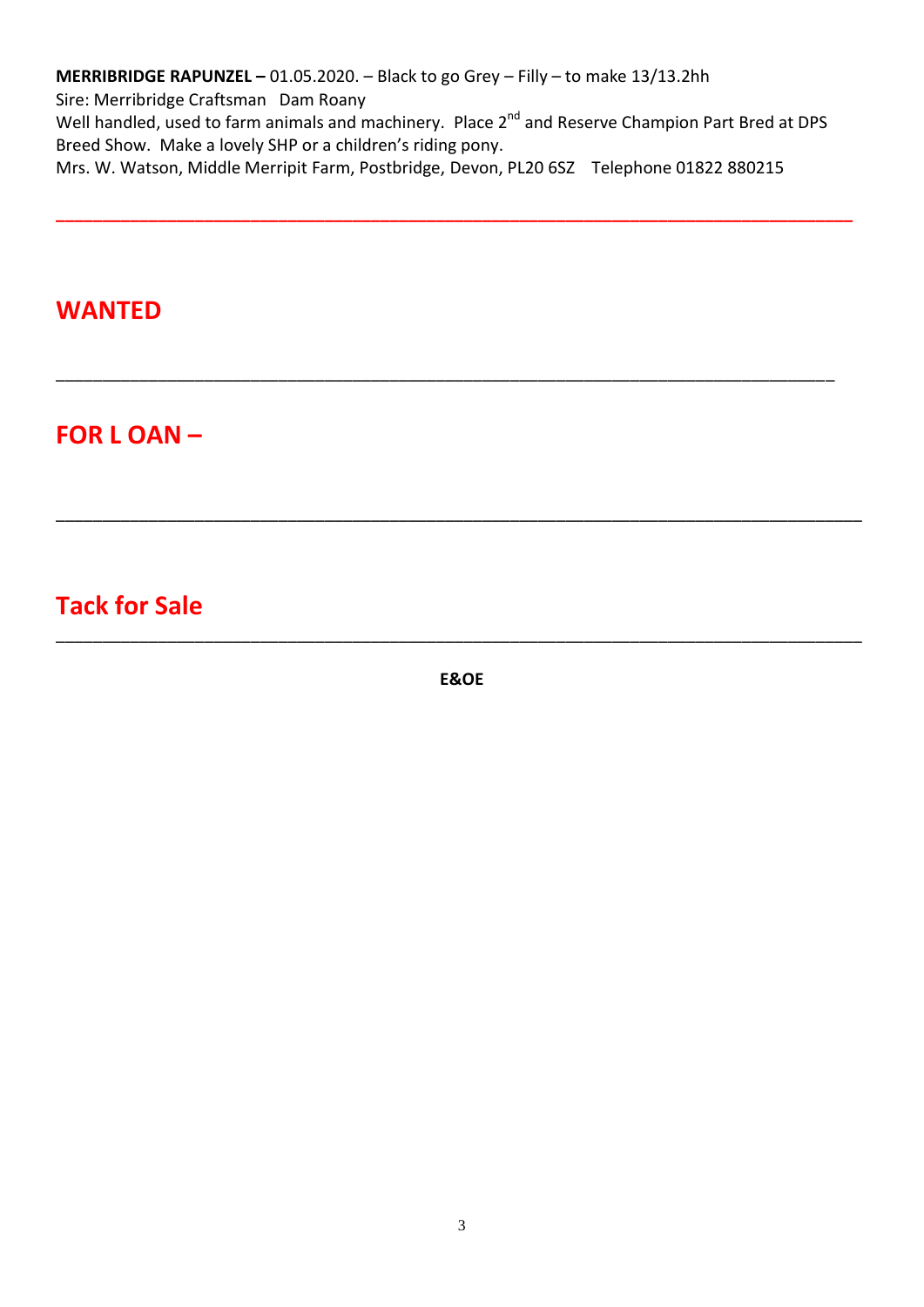**MERRIBRIDGE RAPUNZEL –** 01.05.2020. – Black to go Grey – Filly – to make 13/13.2hh
Sire: Merribridge Craftsman   Dam Roany
Well handled, used to farm animals and machinery. Place 2nd and Reserve Champion Part Bred at DPS Breed Show. Make a lovely SHP or a children's riding pony.
Mrs. W. Watson, Middle Merripit Farm, Postbridge, Devon, PL20 6SZ   Telephone 01822 880215

---

## WANTED

---

## FOR L OAN –

---

## Tack for Sale

---

**E&OE**